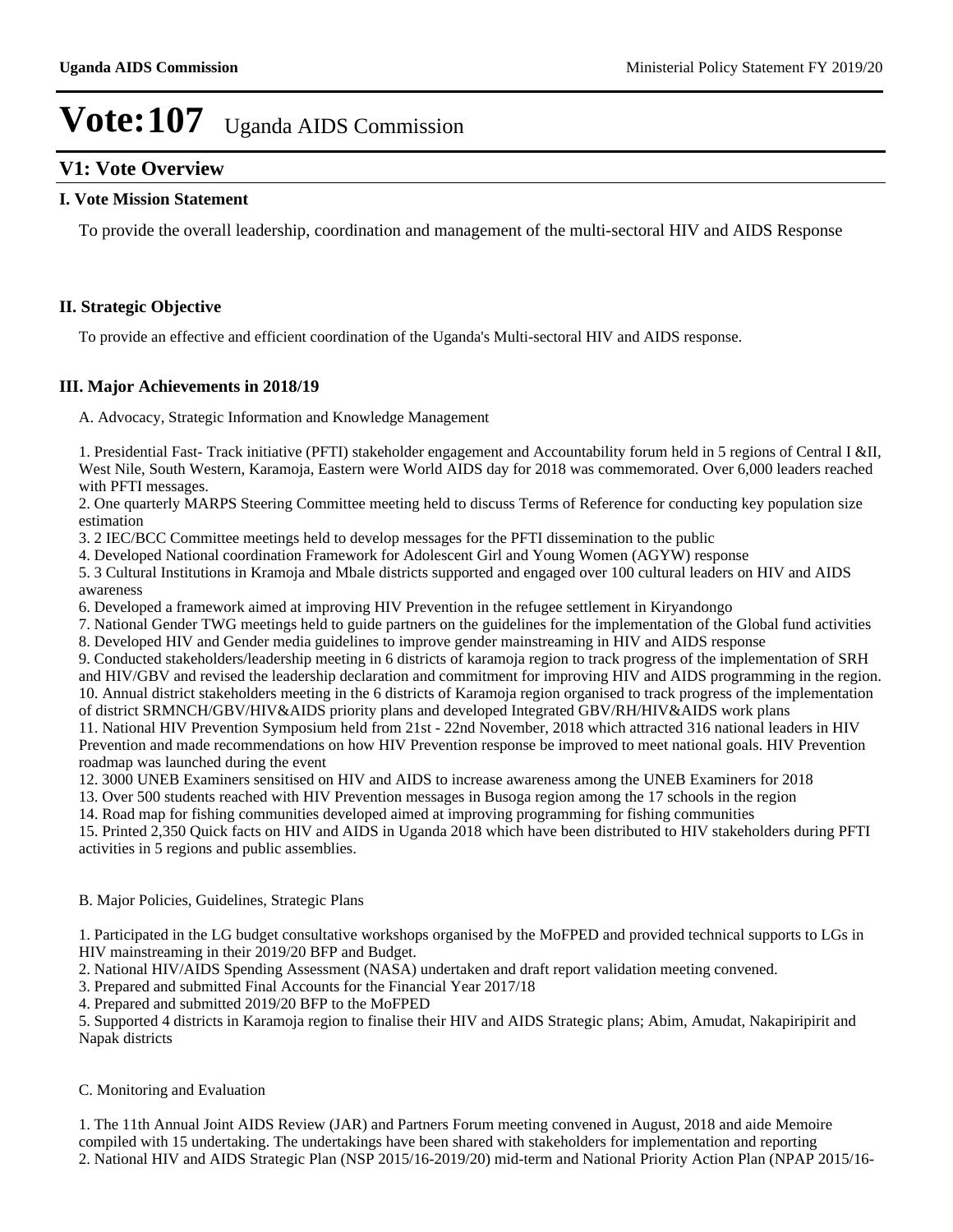# Vote:107 Uganda AIDS Commission

## V1: Vote Overview

### I. Vote Mission Statement

To provide the overall leadership, coordination and management of the multi-sectoral HIV and AIDS Response

### II. Strategic Objective

To provide an effective and efficient coordination of the Uganda's Multi-sectoral HIV and AIDS response.

### III. Major Achievements in 2018/19

A. Advocacy, Strategic Information and Knowledge Management

1. Presidential Fast- Track initiative (PFTI) stakeholder engagement and Accountability forum held in 5 regions of Central I &II, West Nile, South Western, Karamoja, Eastern were World AIDS day for 2018 was commemorated. Over 6,000 leaders reached with PFTI messages.
2. One quarterly MARPS Steering Committee meeting held to discuss Terms of Reference for conducting key population size estimation
3. 2 IEC/BCC Committee meetings held to develop messages for the PFTI dissemination to the public
4. Developed National coordination Framework for Adolescent Girl and Young Women (AGYW) response
5. 3 Cultural Institutions in Kramoja and Mbale districts supported and engaged over 100 cultural leaders on HIV and AIDS awareness
6. Developed a framework aimed at improving HIV Prevention in the refugee settlement in Kiryandongo
7. National Gender TWG meetings held to guide partners on the guidelines for the implementation of the Global fund activities
8. Developed HIV and Gender media guidelines to improve gender mainstreaming in HIV and AIDS response
9. Conducted stakeholders/leadership meeting in 6 districts of karamoja region to track progress of the implementation of SRH and HIV/GBV and revised the leadership declaration and commitment for improving HIV and AIDS programming in the region.
10. Annual district stakeholders meeting in the 6 districts of Karamoja region organised to track progress of the implementation of district SRMNCH/GBV/HIV&AIDS priority plans and developed Integrated GBV/RH/HIV&AIDS work plans
11. National HIV Prevention Symposium held from 21st - 22nd November, 2018 which attracted 316 national leaders in HIV Prevention and made recommendations on how HIV Prevention response be improved to meet national goals. HIV Prevention roadmap was launched during the event
12. 3000 UNEB Examiners sensitised on HIV and AIDS to increase awareness among the UNEB Examiners for 2018
13. Over 500 students reached with HIV Prevention messages in Busoga region among the 17 schools in the region
14. Road map for fishing communities developed aimed at improving programming for fishing communities
15. Printed 2,350 Quick facts on HIV and AIDS in Uganda 2018 which have been distributed to HIV stakeholders during PFTI activities in 5 regions and public assemblies.

B. Major Policies, Guidelines, Strategic Plans

1. Participated in the LG budget consultative workshops organised by the MoFPED and provided technical supports to LGs in HIV mainstreaming in their 2019/20 BFP and Budget.
2. National HIV/AIDS Spending Assessment (NASA) undertaken and draft report validation meeting convened.
3. Prepared and submitted Final Accounts for the Financial Year 2017/18
4. Prepared and submitted 2019/20 BFP to the MoFPED
5. Supported 4 districts in Karamoja region to finalise their HIV and AIDS Strategic plans; Abim, Amudat, Nakapiripirit and Napak districts

C. Monitoring and Evaluation

1. The 11th Annual Joint AIDS Review (JAR) and Partners Forum meeting convened in August, 2018 and aide Memoire compiled with 15 undertaking. The undertakings have been shared with stakeholders for implementation and reporting
2. National HIV and AIDS Strategic Plan (NSP 2015/16-2019/20) mid-term and National Priority Action Plan (NPAP 2015/16-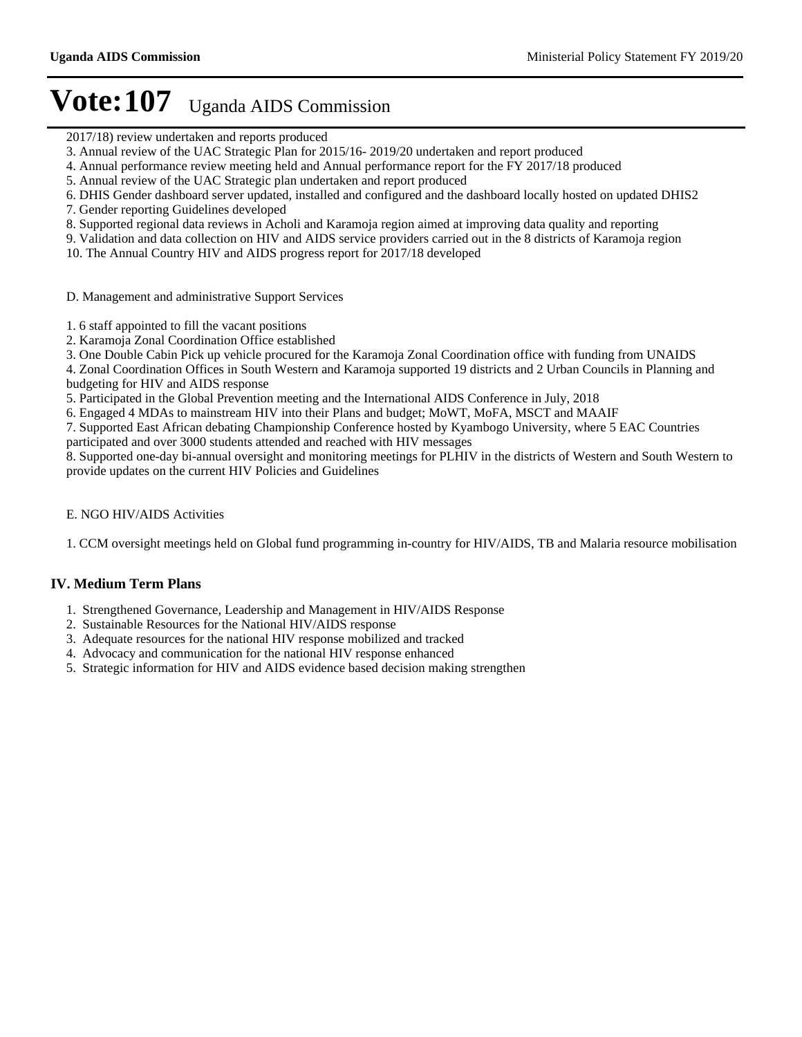# Vote:107 Uganda AIDS Commission

2017/18) review undertaken and reports produced

3. Annual review of the UAC Strategic Plan for 2015/16- 2019/20 undertaken and report produced
4. Annual performance review meeting held and Annual performance report for the FY 2017/18 produced
5. Annual review of the UAC Strategic plan undertaken and report produced
6. DHIS Gender dashboard server updated, installed and configured and the dashboard locally hosted on updated DHIS2
7. Gender reporting Guidelines developed
8. Supported regional data reviews in Acholi and Karamoja region aimed at improving data quality and reporting
9. Validation and data collection on HIV and AIDS service providers carried out in the 8 districts of Karamoja region
10. The Annual Country HIV and AIDS progress report for 2017/18 developed

D. Management and administrative Support Services

1. 6 staff appointed to fill the vacant positions
2. Karamoja Zonal Coordination Office established
3. One Double Cabin Pick up vehicle procured for the Karamoja Zonal Coordination office with funding from UNAIDS
4. Zonal Coordination Offices in South Western and Karamoja supported 19 districts and 2 Urban Councils in Planning and budgeting for HIV and AIDS response
5. Participated in the Global Prevention meeting and the International AIDS Conference in July, 2018
6. Engaged 4 MDAs to mainstream HIV into their Plans and budget; MoWT, MoFA, MSCT and MAAIF
7. Supported East African debating Championship Conference hosted by Kyambogo University, where 5 EAC Countries participated and over 3000 students attended and reached with HIV messages
8. Supported one-day bi-annual oversight and monitoring meetings for PLHIV in the districts of Western and South Western to provide updates on the current HIV Policies and Guidelines

E. NGO HIV/AIDS Activities

1. CCM oversight meetings held on Global fund programming in-country for HIV/AIDS, TB and Malaria resource mobilisation

## IV. Medium Term Plans

1. Strengthened Governance, Leadership and Management in HIV/AIDS Response
2. Sustainable Resources for the National HIV/AIDS response
3. Adequate resources for the national HIV response mobilized and tracked
4. Advocacy and communication for the national HIV response enhanced
5. Strategic information for HIV and AIDS evidence based decision making strengthen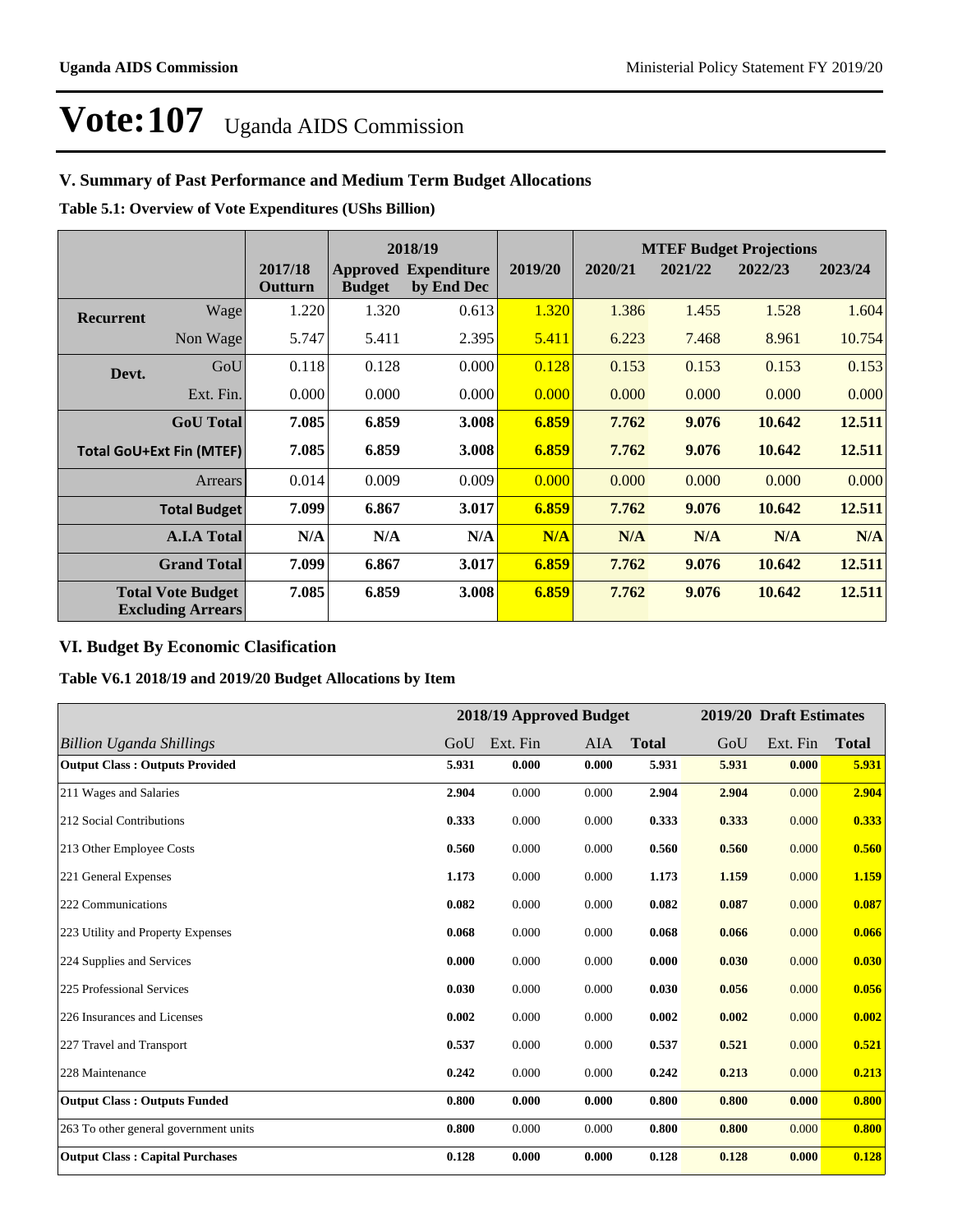# Vote:107 Uganda AIDS Commission

## V. Summary of Past Performance and Medium Term Budget Allocations

**Table 5.1: Overview of Vote Expenditures (UShs Billion)**

| | | 2017/18 Outturn | 2018/19 Approved Budget | 2018/19 Expenditure by End Dec | 2019/20 | MTEF Budget Projections 2020/21 | 2021/22 | 2022/23 | 2023/24 |
|---|---|---|---|---|---|---|---|---|---|
| **Recurrent** | Wage | 1.220 | 1.320 | 0.613 | 1.320 | 1.386 | 1.455 | 1.528 | 1.604 |
| | Non Wage | 5.747 | 5.411 | 2.395 | 5.411 | 6.223 | 7.468 | 8.961 | 10.754 |
| **Devt.** | GoU | 0.118 | 0.128 | 0.000 | 0.128 | 0.153 | 0.153 | 0.153 | 0.153 |
| | Ext. Fin. | 0.000 | 0.000 | 0.000 | 0.000 | 0.000 | 0.000 | 0.000 | 0.000 |
| | **GoU Total** | **7.085** | **6.859** | **3.008** | **6.859** | **7.762** | **9.076** | **10.642** | **12.511** |
| **Total GoU+Ext Fin (MTEF)** | | **7.085** | **6.859** | **3.008** | **6.859** | **7.762** | **9.076** | **10.642** | **12.511** |
| | Arrears | 0.014 | 0.009 | 0.009 | 0.000 | 0.000 | 0.000 | 0.000 | 0.000 |
| | **Total Budget** | **7.099** | **6.867** | **3.017** | **6.859** | **7.762** | **9.076** | **10.642** | **12.511** |
| | **A.I.A Total** | **N/A** | **N/A** | **N/A** | **N/A** | **N/A** | **N/A** | **N/A** | **N/A** |
| | **Grand Total** | **7.099** | **6.867** | **3.017** | **6.859** | **7.762** | **9.076** | **10.642** | **12.511** |
| **Total Vote Budget Excluding Arrears** | | **7.085** | **6.859** | **3.008** | **6.859** | **7.762** | **9.076** | **10.642** | **12.511** |

## VI. Budget By Economic Clasification

**Table V6.1 2018/19 and 2019/20 Budget Allocations by Item**

| | 2018/19 Approved Budget | | | | 2019/20 Draft Estimates | | |
|---|---|---|---|---|---|---|---|
| *Billion Uganda Shillings* | GoU | Ext. Fin | AIA | **Total** | GoU | Ext. Fin | **Total** |
| **Output Class : Outputs Provided** | **5.931** | **0.000** | **0.000** | **5.931** | **5.931** | **0.000** | **5.931** |
| 211 Wages and Salaries | **2.904** | 0.000 | 0.000 | **2.904** | **2.904** | 0.000 | **2.904** |
| 212 Social Contributions | **0.333** | 0.000 | 0.000 | **0.333** | **0.333** | 0.000 | **0.333** |
| 213 Other Employee Costs | **0.560** | 0.000 | 0.000 | **0.560** | **0.560** | 0.000 | **0.560** |
| 221 General Expenses | **1.173** | 0.000 | 0.000 | **1.173** | **1.159** | 0.000 | **1.159** |
| 222 Communications | **0.082** | 0.000 | 0.000 | **0.082** | **0.087** | 0.000 | **0.087** |
| 223 Utility and Property Expenses | **0.068** | 0.000 | 0.000 | **0.068** | **0.066** | 0.000 | **0.066** |
| 224 Supplies and Services | **0.000** | 0.000 | 0.000 | **0.000** | **0.030** | 0.000 | **0.030** |
| 225 Professional Services | **0.030** | 0.000 | 0.000 | **0.030** | **0.056** | 0.000 | **0.056** |
| 226 Insurances and Licenses | **0.002** | 0.000 | 0.000 | **0.002** | **0.002** | 0.000 | **0.002** |
| 227 Travel and Transport | **0.537** | 0.000 | 0.000 | **0.537** | **0.521** | 0.000 | **0.521** |
| 228 Maintenance | **0.242** | 0.000 | 0.000 | **0.242** | **0.213** | 0.000 | **0.213** |
| **Output Class : Outputs Funded** | **0.800** | **0.000** | **0.000** | **0.800** | **0.800** | **0.000** | **0.800** |
| 263 To other general government units | **0.800** | 0.000 | 0.000 | **0.800** | **0.800** | 0.000 | **0.800** |
| **Output Class : Capital Purchases** | **0.128** | **0.000** | **0.000** | **0.128** | **0.128** | **0.000** | **0.128** |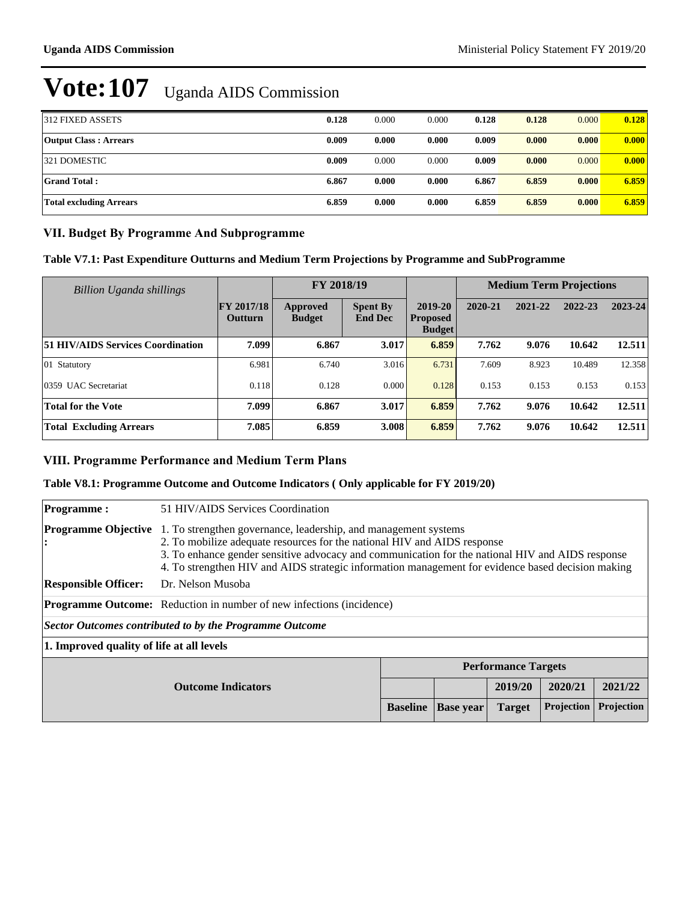# Vote:107 Uganda AIDS Commission

| | | | | | | | |
|---|---|---|---|---|---|---|---|
| 312 FIXED ASSETS | **0.128** | 0.000 | 0.000 | **0.128** | **0.128** | 0.000 | **0.128** |
| **Output Class : Arrears** | **0.009** | **0.000** | **0.000** | **0.009** | **0.000** | **0.000** | **0.000** |
| 321 DOMESTIC | **0.009** | 0.000 | 0.000 | **0.009** | **0.000** | 0.000 | **0.000** |
| **Grand Total :** | **6.867** | **0.000** | **0.000** | **6.867** | **6.859** | **0.000** | **6.859** |
| **Total excluding Arrears** | **6.859** | **0.000** | **0.000** | **6.859** | **6.859** | **0.000** | **6.859** |

## VII. Budget By Programme And Subprogramme

### Table V7.1: Past Expenditure Outturns and Medium Term Projections by Programme and SubProgramme

| *Billion Uganda shillings* | | FY 2018/19 | | | Medium Term Projections | | | |
|---|---|---|---|---|---|---|---|---|
| | **FY 2017/18 Outturn** | **Approved Budget** | **Spent By End Dec** | **2019-20 Proposed Budget** | **2020-21** | **2021-22** | **2022-23** | **2023-24** |
| **51 HIV/AIDS Services Coordination** | **7.099** | **6.867** | **3.017** | **6.859** | **7.762** | **9.076** | **10.642** | **12.511** |
| 01 Statutory | 6.981 | 6.740 | 3.016 | 6.731 | 7.609 | 8.923 | 10.489 | 12.358 |
| 0359 UAC Secretariat | 0.118 | 0.128 | 0.000 | 0.128 | 0.153 | 0.153 | 0.153 | 0.153 |
| **Total for the Vote** | **7.099** | **6.867** | **3.017** | **6.859** | **7.762** | **9.076** | **10.642** | **12.511** |
| **Total Excluding Arrears** | **7.085** | **6.859** | **3.008** | **6.859** | **7.762** | **9.076** | **10.642** | **12.511** |

## VIII. Programme Performance and Medium Term Plans

### Table V8.1: Programme Outcome and Outcome Indicators ( Only applicable for FY 2019/20)

**Programme :** 51 HIV/AIDS Services Coordination

**Programme Objective :**
1. To strengthen governance, leadership, and management systems
2. To mobilize adequate resources for the national HIV and AIDS response
3. To enhance gender sensitive advocacy and communication for the national HIV and AIDS response
4. To strengthen HIV and AIDS strategic information management for evidence based decision making

**Responsible Officer:** Dr. Nelson Musoba

**Programme Outcome:** Reduction in number of new infections (incidence)

***Sector Outcomes contributed to by the Programme Outcome***

**1. Improved quality of life at all levels**

| **Outcome Indicators** | Performance Targets | | | | |
|---|---|---|---|---|---|
| | | | **2019/20** | **2020/21** | **2021/22** |
| | **Baseline** | **Base year** | **Target** | **Projection** | **Projection** |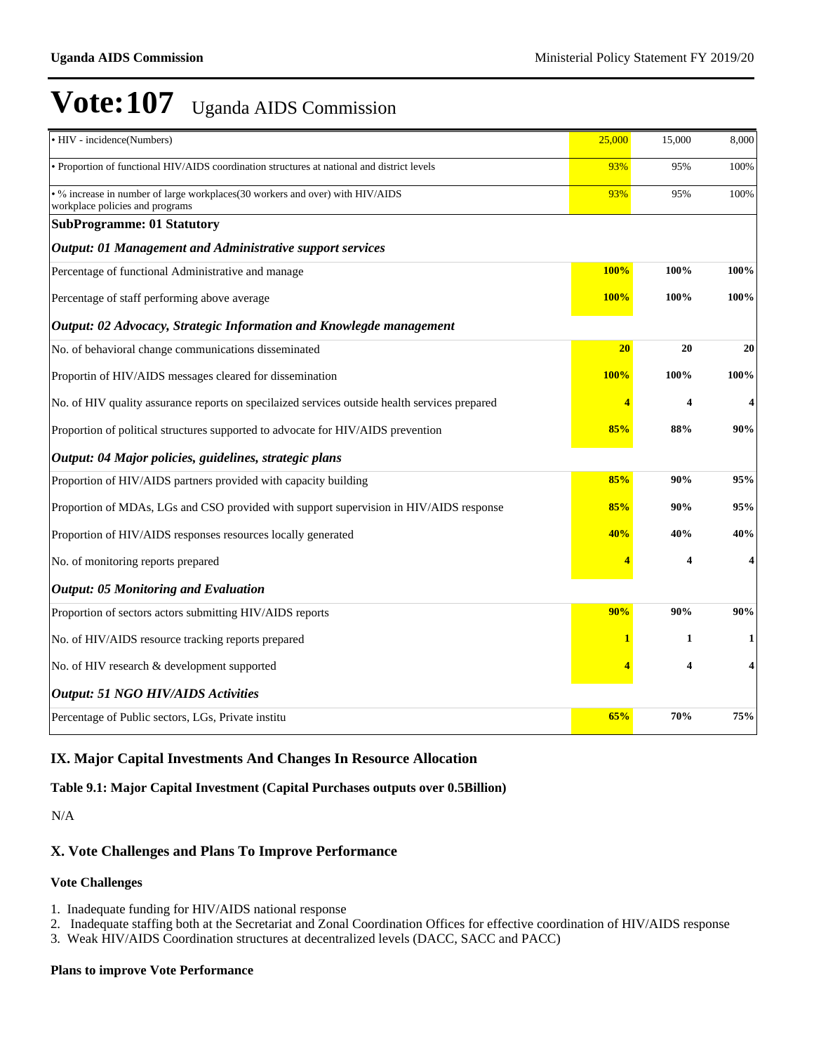# Vote:107 Uganda AIDS Commission

| | | | |
|---|---|---|---|
| • HIV - incidence(Numbers) | 25,000 | 15,000 | 8,000 |
| • Proportion of functional HIV/AIDS coordination structures at national and district levels | 93% | 95% | 100% |
| • % increase in number of large workplaces(30 workers and over) with HIV/AIDS workplace policies and programs | 93% | 95% | 100% |
| **SubProgramme: 01 Statutory** | | | |
| ***Output: 01 Management and Administrative support services*** | | | |
| Percentage of functional Administrative and manage | **100%** | **100%** | **100%** |
| Percentage of staff performing above average | **100%** | **100%** | **100%** |
| ***Output: 02 Advocacy, Strategic Information and Knowlegde management*** | | | |
| No. of behavioral change communications disseminated | **20** | **20** | **20** |
| Proportin of HIV/AIDS messages cleared for dissemination | **100%** | **100%** | **100%** |
| No. of HIV quality assurance reports on specilaized services outside health services prepared | **4** | **4** | **4** |
| Proportion of political structures supported to advocate for HIV/AIDS prevention | **85%** | **88%** | **90%** |
| ***Output: 04 Major policies, guidelines, strategic plans*** | | | |
| Proportion of HIV/AIDS partners provided with capacity building | **85%** | **90%** | **95%** |
| Proportion of MDAs, LGs and CSO provided with support supervision in HIV/AIDS response | **85%** | **90%** | **95%** |
| Proportion of HIV/AIDS responses resources locally generated | **40%** | **40%** | **40%** |
| No. of monitoring reports prepared | **4** | **4** | **4** |
| ***Output: 05 Monitoring and Evaluation*** | | | |
| Proportion of sectors actors submitting HIV/AIDS reports | **90%** | **90%** | **90%** |
| No. of HIV/AIDS resource tracking reports prepared | **1** | **1** | **1** |
| No. of HIV research & development supported | **4** | **4** | **4** |
| ***Output: 51 NGO HIV/AIDS Activities*** | | | |
| Percentage of Public sectors, LGs, Private institu | **65%** | **70%** | **75%** |

## IX. Major Capital Investments And Changes In Resource Allocation

**Table 9.1: Major Capital Investment (Capital Purchases outputs over 0.5Billion)**

N/A

## X. Vote Challenges and Plans To Improve Performance

### Vote Challenges

1. Inadequate funding for HIV/AIDS national response
2. Inadequate staffing both at the Secretariat and Zonal Coordination Offices for effective coordination of HIV/AIDS response
3. Weak HIV/AIDS Coordination structures at decentralized levels (DACC, SACC and PACC)

### Plans to improve Vote Performance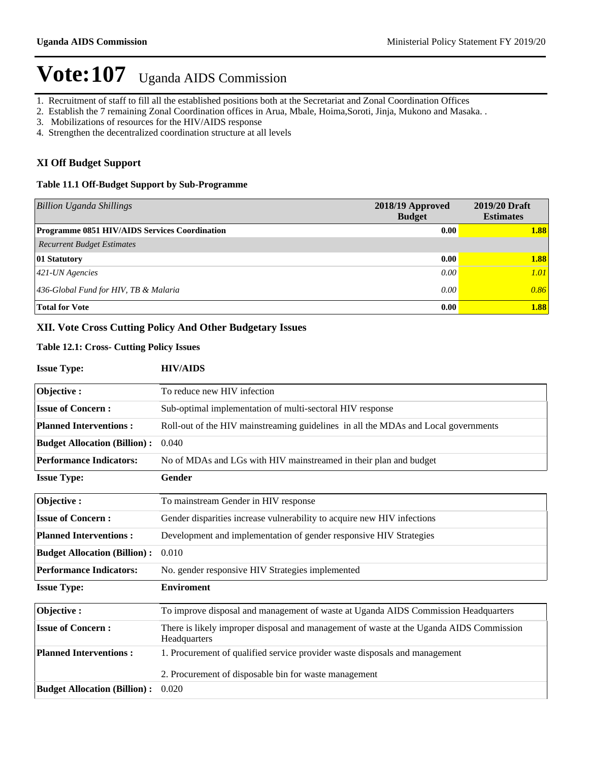# Vote:107 Uganda AIDS Commission

1. Recruitment of staff to fill all the established positions both at the Secretariat and Zonal Coordination Offices
2. Establish the 7 remaining Zonal Coordination offices in Arua, Mbale, Hoima,Soroti, Jinja, Mukono and Masaka. .
3. Mobilizations of resources for the HIV/AIDS response
4. Strengthen the decentralized coordination structure at all levels

## XI Off Budget Support

### Table 11.1 Off-Budget Support by Sub-Programme

| *Billion Uganda Shillings* | 2018/19 Approved Budget | 2019/20 Draft Estimates |
|---|---|---|
| **Programme 0851 HIV/AIDS Services Coordination** | **0.00** | **1.88** |
| *Recurrent Budget Estimates* | | |
| **01 Statutory** | **0.00** | **1.88** |
| *421-UN Agencies* | *0.00* | *1.01* |
| *436-Global Fund for HIV, TB & Malaria* | *0.00* | *0.86* |
| **Total for Vote** | **0.00** | **1.88** |

## XII. Vote Cross Cutting Policy And Other Budgetary Issues

### Table 12.1: Cross- Cutting Policy Issues

**Issue Type:** **HIV/AIDS**

| | |
|---|---|
| **Objective :** | To reduce new HIV infection |
| **Issue of Concern :** | Sub-optimal implementation of multi-sectoral HIV response |
| **Planned Interventions :** | Roll-out of the HIV mainstreaming guidelines in all the MDAs and Local governments |
| **Budget Allocation (Billion) :** | 0.040 |
| **Performance Indicators:** | No of MDAs and LGs with HIV mainstreamed in their plan and budget |

**Issue Type:** **Gender**

| | |
|---|---|
| **Objective :** | To mainstream Gender in HIV response |
| **Issue of Concern :** | Gender disparities increase vulnerability to acquire new HIV infections |
| **Planned Interventions :** | Development and implementation of gender responsive HIV Strategies |
| **Budget Allocation (Billion) :** | 0.010 |
| **Performance Indicators:** | No. gender responsive HIV Strategies implemented |

**Issue Type:** **Enviroment**

| | |
|---|---|
| **Objective :** | To improve disposal and management of waste at Uganda AIDS Commission Headquarters |
| **Issue of Concern :** | There is likely improper disposal and management of waste at the Uganda AIDS Commission Headquarters |
| **Planned Interventions :** | 1. Procurement of qualified service provider waste disposals and management<br><br>2. Procurement of disposable bin for waste management |
| **Budget Allocation (Billion) :** | 0.020 |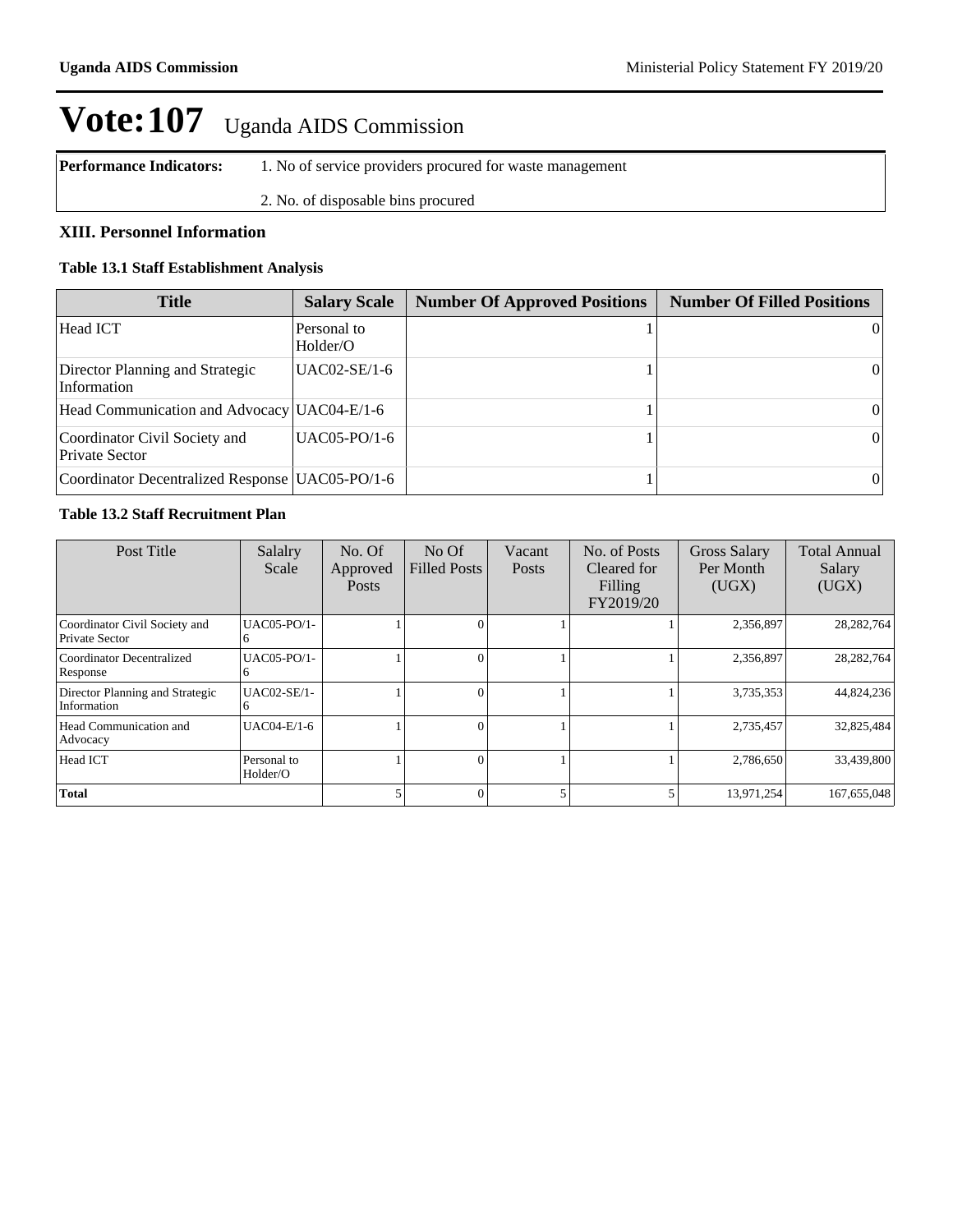# Vote:107 Uganda AIDS Commission

| | |
|---|---|
| **Performance Indicators:** | 1. No of service providers procured for waste management<br>2. No. of disposable bins procured |

### XIII. Personnel Information

**Table 13.1 Staff Establishment Analysis**

| Title | Salary Scale | Number Of Approved Positions | Number Of Filled Positions |
|---|---|---|---|
| Head ICT | Personal to Holder/O | 1 | 0 |
| Director Planning and Strategic Information | UAC02-SE/1-6 | 1 | 0 |
| Head Communication and Advocacy | UAC04-E/1-6 | 1 | 0 |
| Coordinator Civil Society and Private Sector | UAC05-PO/1-6 | 1 | 0 |
| Coordinator Decentralized Response | UAC05-PO/1-6 | 1 | 0 |

**Table 13.2 Staff Recruitment Plan**

| Post Title | Salalry Scale | No. Of Approved Posts | No Of Filled Posts | Vacant Posts | No. of Posts Cleared for Filling FY2019/20 | Gross Salary Per Month (UGX) | Total Annual Salary (UGX) |
|---|---|---|---|---|---|---|---|
| Coordinator Civil Society and Private Sector | UAC05-PO/1-6 | 1 | 0 | 1 | 1 | 2,356,897 | 28,282,764 |
| Coordinator Decentralized Response | UAC05-PO/1-6 | 1 | 0 | 1 | 1 | 2,356,897 | 28,282,764 |
| Director Planning and Strategic Information | UAC02-SE/1-6 | 1 | 0 | 1 | 1 | 3,735,353 | 44,824,236 |
| Head Communication and Advocacy | UAC04-E/1-6 | 1 | 0 | 1 | 1 | 2,735,457 | 32,825,484 |
| Head ICT | Personal to Holder/O | 1 | 0 | 1 | 1 | 2,786,650 | 33,439,800 |
| **Total** | | 5 | 0 | 5 | 5 | 13,971,254 | 167,655,048 |